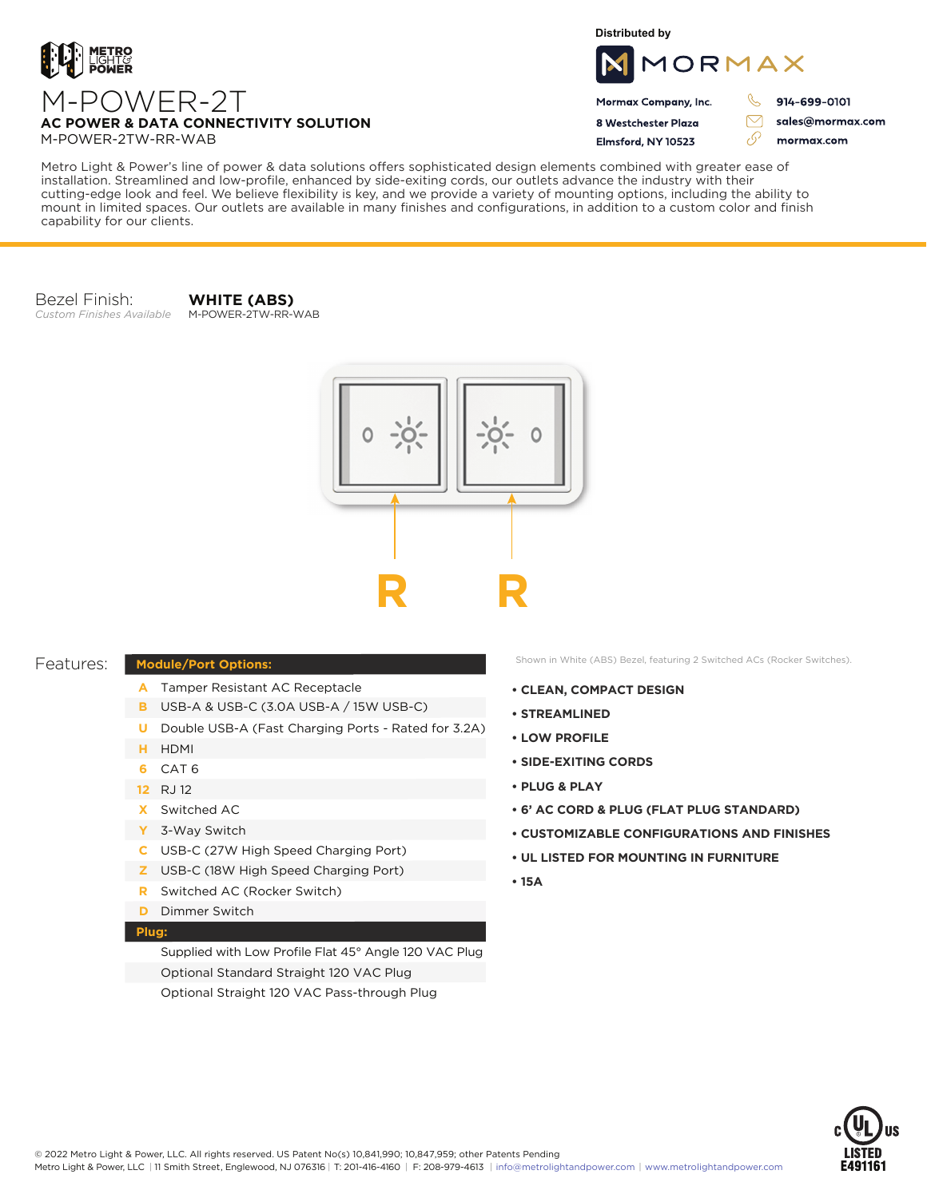METRO LIGHT & POWER

# M-POWER-2T

## AC POWER & DATA CONNECTIVITY SOLUTION

M-POWER-2TW-RR-WAB

Distributed by

MORMAX

Mormax Company, Inc.
8 Westchester Plaza
Elmsford, NY 10523

914-699-0101
sales@mormax.com
mormax.com

Metro Light & Power's line of power & data solutions offers sophisticated design elements combined with greater ease of installation. Streamlined and low-profile, enhanced by side-exiting cords, our outlets advance the industry with their cutting-edge look and feel. We believe flexibility is key, and we provide a variety of mounting options, including the ability to mount in limited spaces. Our outlets are available in many finishes and configurations, in addition to a custom color and finish capability for our clients.

Bezel Finish: **WHITE (ABS)**
*Custom Finishes Available*
M-POWER-2TW-RR-WAB

R R

Shown in White (ABS) Bezel, featuring 2 Switched ACs (Rocker Switches).

## Features:

| Module/Port Options: | |
|---|---|
| A | Tamper Resistant AC Receptacle |
| B | USB-A & USB-C (3.0A USB-A / 15W USB-C) |
| U | Double USB-A (Fast Charging Ports - Rated for 3.2A) |
| H | HDMI |
| 6 | CAT 6 |
| 12 | RJ 12 |
| X | Switched AC |
| Y | 3-Way Switch |
| C | USB-C (27W High Speed Charging Port) |
| Z | USB-C (18W High Speed Charging Port) |
| R | Switched AC (Rocker Switch) |
| D | Dimmer Switch |
| **Plug:** | |
| | Supplied with Low Profile Flat 45° Angle 120 VAC Plug |
| | Optional Standard Straight 120 VAC Plug |
| | Optional Straight 120 VAC Pass-through Plug |

- **CLEAN, COMPACT DESIGN**
- **STREAMLINED**
- **LOW PROFILE**
- **SIDE-EXITING CORDS**
- **PLUG & PLAY**
- **6' AC CORD & PLUG (FLAT PLUG STANDARD)**
- **CUSTOMIZABLE CONFIGURATIONS AND FINISHES**
- **UL LISTED FOR MOUNTING IN FURNITURE**
- **15A**

c UL us LISTED E491161

© 2022 Metro Light & Power, LLC. All rights reserved. US Patent No(s) 10,841,990; 10,847,959; other Patents Pending
Metro Light & Power, LLC | 11 Smith Street, Englewood, NJ 076316 | T: 201-416-4160 | F: 208-979-4613 | info@metrolightandpower.com | www.metrolightandpower.com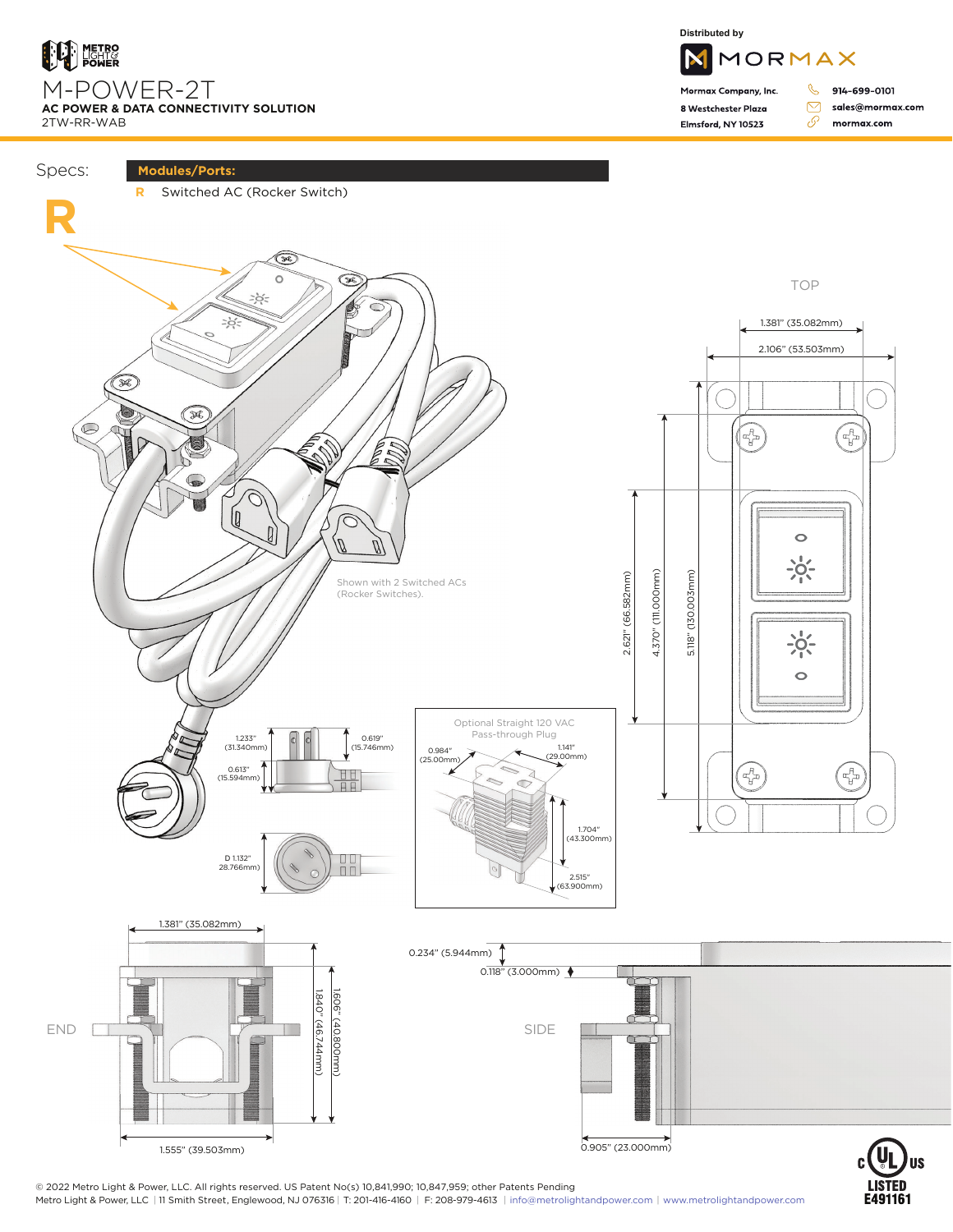# M-POWER-2T

**AC POWER & DATA CONNECTIVITY SOLUTION**

2TW-RR-WAB

Distributed by

MORMAX

Mormax Company, Inc.
8 Westchester Plaza
Elmsford, NY 10523

914-699-0101
sales@mormax.com
mormax.com

Specs:

**Modules/Ports:**

**R** Switched AC (Rocker Switch)

R

Shown with 2 Switched ACs (Rocker Switches).

TOP

1.381" (35.082mm)

2.106" (53.503mm)

2.621" (66.582mm)

4.370" (111.000mm)

5.118" (130.003mm)

1.233" (31.340mm)

0.619" (15.746mm)

0.613" (15.594mm)

D 1.132" 28.766mm)

Optional Straight 120 VAC Pass-through Plug

0.984" (25.00mm)

1.141" (29.00mm)

1.704" (43.300mm)

2.515" (63.900mm)

END

1.381" (35.082mm)

1.840" (46.744mm)

1.606" (40.800mm)

1.555" (39.503mm)

SIDE

0.234" (5.944mm)

0.118" (3.000mm)

0.905" (23.000mm)

c UL US LISTED E491161

© 2022 Metro Light & Power, LLC. All rights reserved. US Patent No(s) 10,841,990; 10,847,959; other Patents Pending

Metro Light & Power, LLC | 11 Smith Street, Englewood, NJ 076316 | T: 201-416-4160 | F: 208-979-4613 | info@metrolightandpower.com | www.metrolightandpower.com